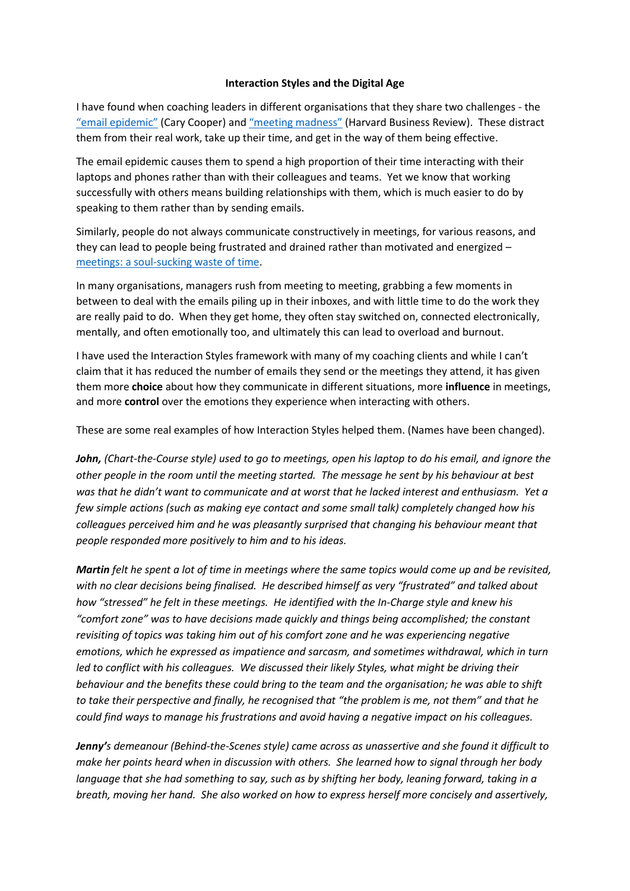**Interaction Styles and the Digital Age**

I have found when coaching leaders in different organisations that they share two challenges - the "email epidemic" (Cary Cooper) and "meeting madness" (Harvard Business Review). These distract them from their real work, take up their time, and get in the way of them being effective.

The email epidemic causes them to spend a high proportion of their time interacting with their laptops and phones rather than with their colleagues and teams. Yet we know that working successfully with others means building relationships with them, which is much easier to do by speaking to them rather than by sending emails.

Similarly, people do not always communicate constructively in meetings, for various reasons, and they can lead to people being frustrated and drained rather than motivated and energized – meetings: a soul-sucking waste of time.

In many organisations, managers rush from meeting to meeting, grabbing a few moments in between to deal with the emails piling up in their inboxes, and with little time to do the work they are really paid to do. When they get home, they often stay switched on, connected electronically, mentally, and often emotionally too, and ultimately this can lead to overload and burnout.

I have used the Interaction Styles framework with many of my coaching clients and while I can't claim that it has reduced the number of emails they send or the meetings they attend, it has given them more **choice** about how they communicate in different situations, more **influence** in meetings, and more **control** over the emotions they experience when interacting with others.

These are some real examples of how Interaction Styles helped them. (Names have been changed).

***John,*** *(Chart-the-Course style) used to go to meetings, open his laptop to do his email, and ignore the other people in the room until the meeting started. The message he sent by his behaviour at best was that he didn't want to communicate and at worst that he lacked interest and enthusiasm. Yet a few simple actions (such as making eye contact and some small talk) completely changed how his colleagues perceived him and he was pleasantly surprised that changing his behaviour meant that people responded more positively to him and to his ideas.*

***Martin*** *felt he spent a lot of time in meetings where the same topics would come up and be revisited, with no clear decisions being finalised. He described himself as very "frustrated" and talked about how "stressed" he felt in these meetings. He identified with the In-Charge style and knew his "comfort zone" was to have decisions made quickly and things being accomplished; the constant revisiting of topics was taking him out of his comfort zone and he was experiencing negative emotions, which he expressed as impatience and sarcasm, and sometimes withdrawal, which in turn led to conflict with his colleagues. We discussed their likely Styles, what might be driving their behaviour and the benefits these could bring to the team and the organisation; he was able to shift to take their perspective and finally, he recognised that "the problem is me, not them" and that he could find ways to manage his frustrations and avoid having a negative impact on his colleagues.*

***Jenny'****s demeanour (Behind-the-Scenes style) came across as unassertive and she found it difficult to make her points heard when in discussion with others. She learned how to signal through her body language that she had something to say, such as by shifting her body, leaning forward, taking in a breath, moving her hand. She also worked on how to express herself more concisely and assertively,*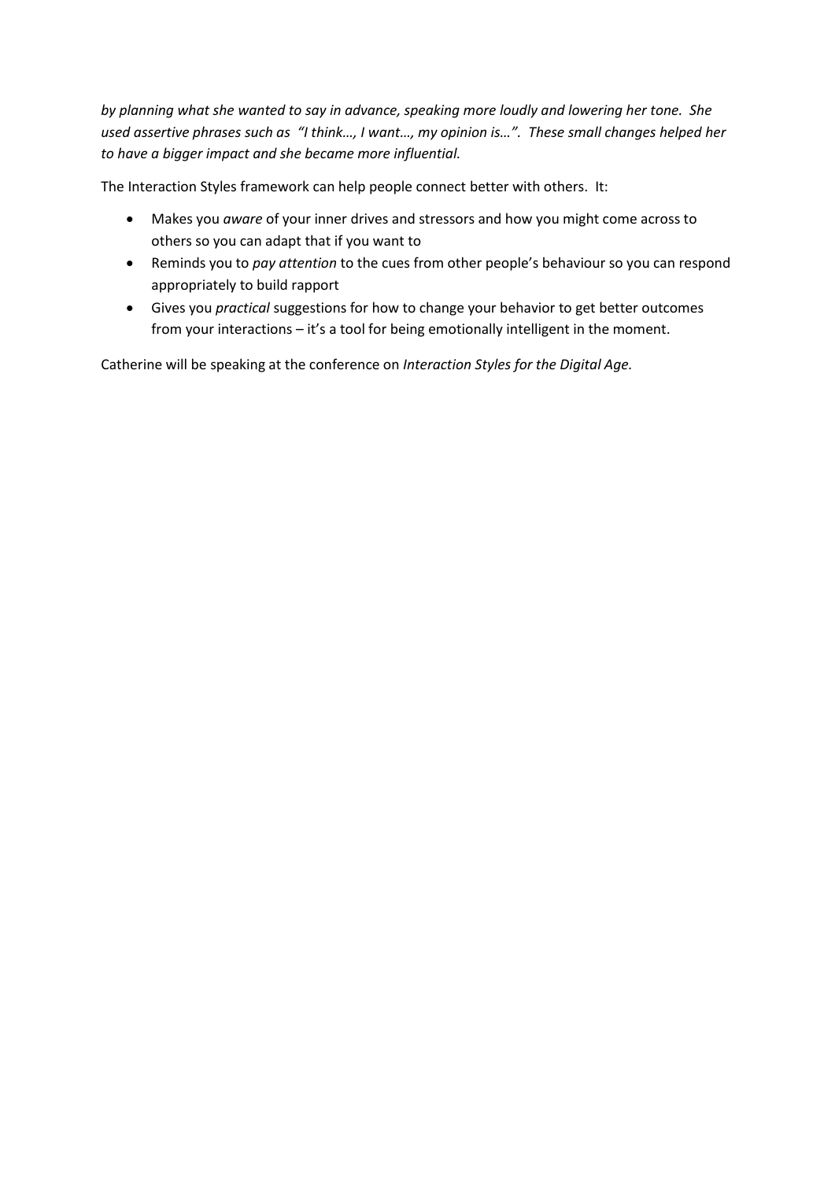*by planning what she wanted to say in advance, speaking more loudly and lowering her tone. She used assertive phrases such as "I think…, I want…, my opinion is…". These small changes helped her to have a bigger impact and she became more influential.*

The Interaction Styles framework can help people connect better with others. It:

- Makes you *aware* of your inner drives and stressors and how you might come across to others so you can adapt that if you want to
- Reminds you to *pay attention* to the cues from other people's behaviour so you can respond appropriately to build rapport
- Gives you *practical* suggestions for how to change your behavior to get better outcomes from your interactions – it's a tool for being emotionally intelligent in the moment.

Catherine will be speaking at the conference on *Interaction Styles for the Digital Age.*